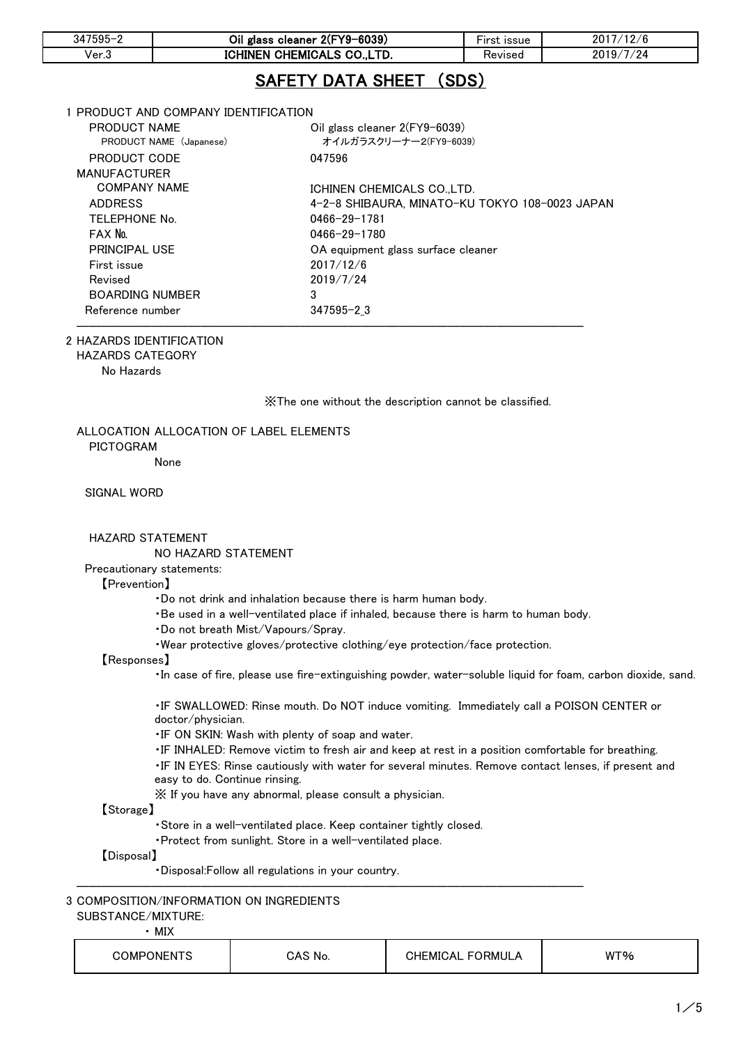| 347595-2 | Oil glass cleaner 2(FY9-6039) | First issue | 2017/12/6 |
|---|---|---|---|
| Ver.3 | ICHINEN CHEMICALS CO.,LTD. | Revised | 2019/7/24 |

# SAFETY DATA SHEET （SDS）

## 1 PRODUCT AND COMPANY IDENTIFICATION

| | |
|---|---|
| PRODUCT NAME | Oil glass cleaner 2(FY9-6039) |
| PRODUCT NAME（Japanese） | オイルガラスクリーナー2(FY9-6039) |
| PRODUCT CODE | 047596 |
| MANUFACTURER | |
| COMPANY NAME | ICHINEN CHEMICALS CO.,LTD. |
| ADDRESS | 4-2-8 SHIBAURA, MINATO-KU TOKYO 108-0023 JAPAN |
| TELEPHONE No. | 0466-29-1781 |
| FAX №. | 0466-29-1780 |
| PRINCIPAL USE | OA equipment glass surface cleaner |
| First issue | 2017/12/6 |
| Revised | 2019/7/24 |
| BOARDING NUMBER | 3 |
| Reference number | 347595-2_3 |

## 2 HAZARDS IDENTIFICATION

HAZARDS CATEGORY

No Hazards

※The one without the description cannot be classified.

ALLOCATION ALLOCATION OF LABEL ELEMENTS

PICTOGRAM

None

SIGNAL WORD

HAZARD STATEMENT

NO HAZARD STATEMENT

Precautionary statements:

【Prevention】

- ・Do not drink and inhalation because there is harm human body.
- ・Be used in a well-ventilated place if inhaled, because there is harm to human body.
- ・Do not breath Mist/Vapours/Spray.
- ・Wear protective gloves/protective clothing/eye protection/face protection.

【Responses】

- ・In case of fire, please use fire-extinguishing powder, water-soluble liquid for foam, carbon dioxide, sand.
- ・IF SWALLOWED: Rinse mouth. Do NOT induce vomiting. Immediately call a POISON CENTER or doctor/physician.
- ・IF ON SKIN: Wash with plenty of soap and water.
- ・IF INHALED: Remove victim to fresh air and keep at rest in a position comfortable for breathing.
- ・IF IN EYES: Rinse cautiously with water for several minutes. Remove contact lenses, if present and easy to do. Continue rinsing.

※ If you have any abnormal, please consult a physician.

【Storage】

- ・Store in a well-ventilated place. Keep container tightly closed.
- ・Protect from sunlight. Store in a well-ventilated place.

【Disposal】

- ・Disposal:Follow all regulations in your country.

## 3 COMPOSITION/INFORMATION ON INGREDIENTS

SUBSTANCE/MIXTURE:

・ MIX

| COMPONENTS | CAS No. | CHEMICAL FORMULA | WT% |
|---|---|---|---|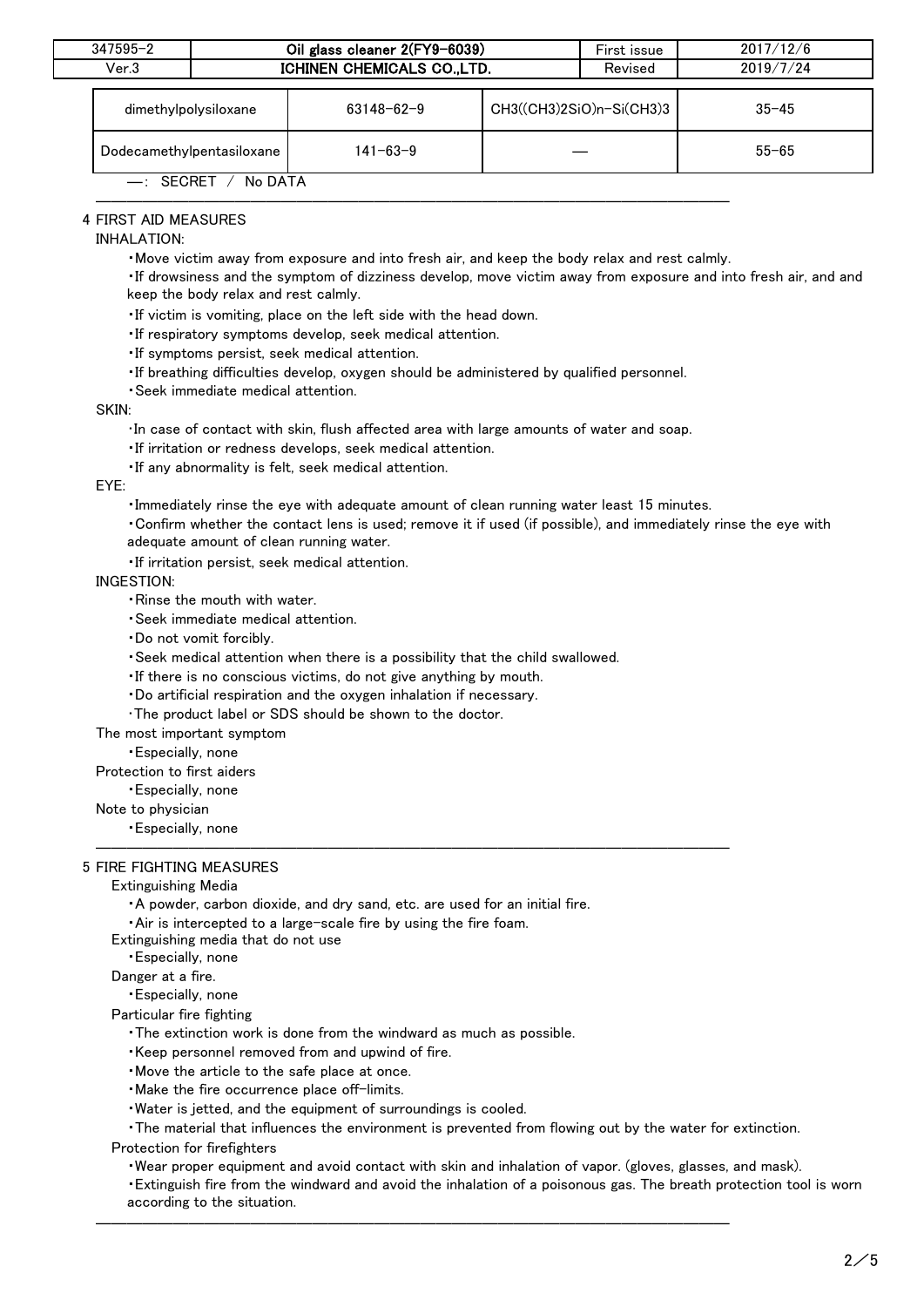| dimethylpolysiloxane | 63148-62-9 | $CH3((CH3)2SiO)n-Si(CH3)3$ | 35-45 |
|---|---|---|---|
| Dodecamethylpentasiloxane | 141-63-9 | — | 55-65 |

—: SECRET / No DATA

## 4 FIRST AID MEASURES

INHALATION:

- Move victim away from exposure and into fresh air, and keep the body relax and rest calmly.
- If drowsiness and the symptom of dizziness develop, move victim away from exposure and into fresh air, and and keep the body relax and rest calmly.
- If victim is vomiting, place on the left side with the head down.
- If respiratory symptoms develop, seek medical attention.
- If symptoms persist, seek medical attention.
- If breathing difficulties develop, oxygen should be administered by qualified personnel.
- Seek immediate medical attention.

SKIN:

- In case of contact with skin, flush affected area with large amounts of water and soap.
- If irritation or redness develops, seek medical attention.
- If any abnormality is felt, seek medical attention.

EYE:

- Immediately rinse the eye with adequate amount of clean running water least 15 minutes.
- Confirm whether the contact lens is used; remove it if used (if possible), and immediately rinse the eye with adequate amount of clean running water.
- If irritation persist, seek medical attention.

INGESTION:

- Rinse the mouth with water.
- Seek immediate medical attention.
- Do not vomit forcibly.
- Seek medical attention when there is a possibility that the child swallowed.
- If there is no conscious victims, do not give anything by mouth.
- Do artificial respiration and the oxygen inhalation if necessary.
- The product label or SDS should be shown to the doctor.

The most important symptom

- Especially, none

Protection to first aiders

- Especially, none

Note to physician

- Especially, none

## 5 FIRE FIGHTING MEASURES

Extinguishing Media

- A powder, carbon dioxide, and dry sand, etc. are used for an initial fire.
- Air is intercepted to a large-scale fire by using the fire foam.

Extinguishing media that do not use

- Especially, none

Danger at a fire.

- Especially, none

Particular fire fighting

- The extinction work is done from the windward as much as possible.
- Keep personnel removed from and upwind of fire.
- Move the article to the safe place at once.
- Make the fire occurrence place off-limits.
- Water is jetted, and the equipment of surroundings is cooled.
- The material that influences the environment is prevented from flowing out by the water for extinction.

Protection for firefighters

- Wear proper equipment and avoid contact with skin and inhalation of vapor. (gloves, glasses, and mask).
- Extinguish fire from the windward and avoid the inhalation of a poisonous gas. The breath protection tool is worn according to the situation.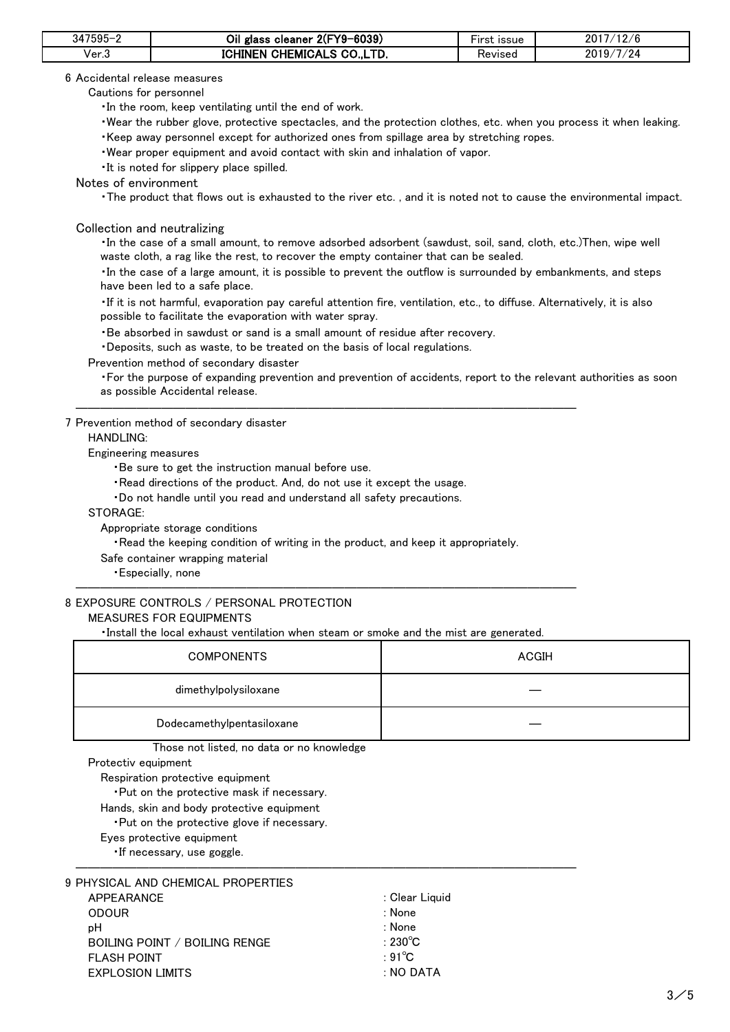## 6 Accidental release measures

Cautions for personnel

- In the room, keep ventilating until the end of work.
- Wear the rubber glove, protective spectacles, and the protection clothes, etc. when you process it when leaking.
- Keep away personnel except for authorized ones from spillage area by stretching ropes.
- Wear proper equipment and avoid contact with skin and inhalation of vapor.
- It is noted for slippery place spilled.

Notes of environment

- The product that flows out is exhausted to the river etc. , and it is noted not to cause the environmental impact.

Collection and neutralizing

- In the case of a small amount, to remove adsorbed adsorbent (sawdust, soil, sand, cloth, etc.)Then, wipe well waste cloth, a rag like the rest, to recover the empty container that can be sealed.
- In the case of a large amount, it is possible to prevent the outflow is surrounded by embankments, and steps have been led to a safe place.
- If it is not harmful, evaporation pay careful attention fire, ventilation, etc., to diffuse. Alternatively, it is also possible to facilitate the evaporation with water spray.
- Be absorbed in sawdust or sand is a small amount of residue after recovery.
- Deposits, such as waste, to be treated on the basis of local regulations.

Prevention method of secondary disaster

- For the purpose of expanding prevention and prevention of accidents, report to the relevant authorities as soon as possible Accidental release.

## 7 Prevention method of secondary disaster

HANDLING:

Engineering measures

- Be sure to get the instruction manual before use.
- Read directions of the product. And, do not use it except the usage.
- Do not handle until you read and understand all safety precautions.

STORAGE:

Appropriate storage conditions

- Read the keeping condition of writing in the product, and keep it appropriately.

Safe container wrapping material

- Especially, none

## 8 EXPOSURE CONTROLS / PERSONAL PROTECTION

MEASURES FOR EQUIPMENTS

- Install the local exhaust ventilation when steam or smoke and the mist are generated.

| COMPONENTS | ACGIH |
|---|---|
| dimethylpolysiloxane | — |
| Dodecamethylpentasiloxane | — |

Those not listed, no data or no knowledge

Protectiv equipment

Respiration protective equipment

- Put on the protective mask if necessary.

Hands, skin and body protective equipment

- Put on the protective glove if necessary.

Eyes protective equipment

- If necessary, use goggle.

## 9 PHYSICAL AND CHEMICAL PROPERTIES

| | |
|---|---|
| APPEARANCE | : Clear Liquid |
| ODOUR | : None |
| pH | : None |
| BOILING POINT / BOILING RENGE | : 230℃ |
| FLASH POINT | : 91℃ |
| EXPLOSION LIMITS | : NO DATA |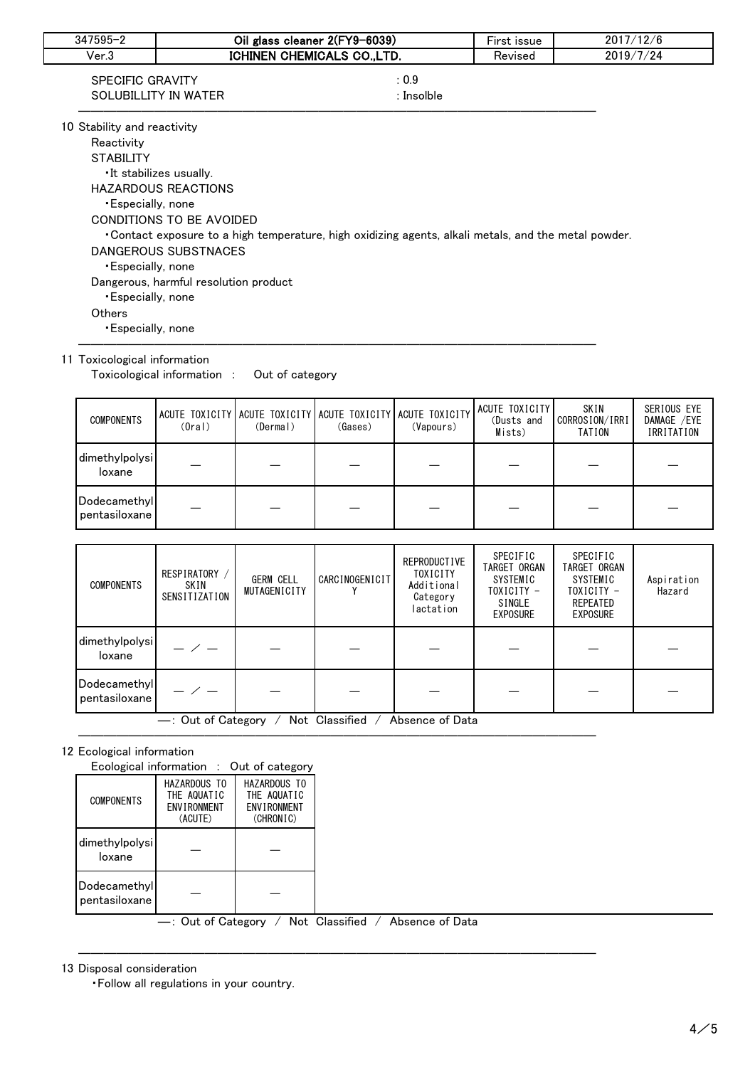SPECIFIC GRAVITY : 0.9
SOLUBILLITY IN WATER : Insolble

## 10 Stability and reactivity

Reactivity

STABILITY
・It stabilizes usually.

HAZARDOUS REACTIONS
・Especially, none

CONDITIONS TO BE AVOIDED
・Contact exposure to a high temperature, high oxidizing agents, alkali metals, and the metal powder.

DANGEROUS SUBSTNACES
・Especially, none

Dangerous, harmful resolution product
・Especially, none

Others
・Especially, none

## 11 Toxicological information

Toxicological information : Out of category

| COMPONENTS | ACUTE TOXICITY (Oral) | ACUTE TOXICITY (Dermal) | ACUTE TOXICITY (Gases) | ACUTE TOXICITY (Vapours) | ACUTE TOXICITY (Dusts and Mists) | SKIN CORROSION/IRRITATION | SERIOUS EYE DAMAGE /EYE IRRITATION |
|---|---|---|---|---|---|---|---|
| dimethylpolysiloxane | — | — | — | — | — | — | — |
| Dodecamethylpentasiloxane | — | — | — | — | — | — | — |

| COMPONENTS | RESPIRATORY / SKIN SENSITIZATION | GERM CELL MUTAGENICITY | CARCINOGENICITY | REPRODUCTIVE TOXICITY Additional Category lactation | SPECIFIC TARGET ORGAN SYSTEMIC TOXICITY - SINGLE EXPOSURE | SPECIFIC TARGET ORGAN SYSTEMIC TOXICITY - REPEATED EXPOSURE | Aspiration Hazard |
|---|---|---|---|---|---|---|---|
| dimethylpolysiloxane | — ／ — | — | — | — | — | — | — |
| Dodecamethylpentasiloxane | — ／ — | — | — | — | — | — | — |

—: Out of Category / Not Classified / Absence of Data

## 12 Ecological information

Ecological information : Out of category

| COMPONENTS | HAZARDOUS TO THE AQUATIC ENVIRONMENT (ACUTE) | HAZARDOUS TO THE AQUATIC ENVIRONMENT (CHRONIC) |
|---|---|---|
| dimethylpolysiloxane | — | — |
| Dodecamethylpentasiloxane | — | — |

—: Out of Category / Not Classified / Absence of Data

## 13 Disposal consideration

・Follow all regulations in your country.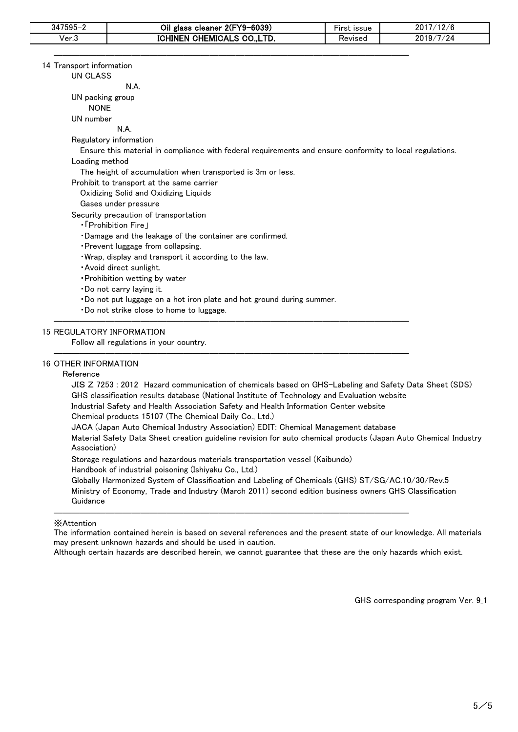## 14 Transport information

UN CLASS

N.A.

UN packing group

NONE

UN number

N.A.

Regulatory information

Ensure this material in compliance with federal requirements and ensure conformity to local regulations.

Loading method

The height of accumulation when transported is 3m or less.

Prohibit to transport at the same carrier

Oxidizing Solid and Oxidizing Liquids

Gases under pressure

Security precaution of transportation

- 「Prohibition Fire」
- Damage and the leakage of the container are confirmed.
- Prevent luggage from collapsing.
- Wrap, display and transport it according to the law.
- Avoid direct sunlight.
- Prohibition wetting by water
- Do not carry laying it.
- Do not put luggage on a hot iron plate and hot ground during summer.
- Do not strike close to home to luggage.

---

## 15 REGULATORY INFORMATION

Follow all regulations in your country.

---

## 16 OTHER INFORMATION

Reference

JIS Z 7253 : 2012 Hazard communication of chemicals based on GHS-Labeling and Safety Data Sheet (SDS)

GHS classification results database (National Institute of Technology and Evaluation website

Industrial Safety and Health Association Safety and Health Information Center website

Chemical products 15107 (The Chemical Daily Co., Ltd.)

JACA (Japan Auto Chemical Industry Association) EDIT: Chemical Management database

Material Safety Data Sheet creation guideline revision for auto chemical products (Japan Auto Chemical Industry Association)

Storage regulations and hazardous materials transportation vessel (Kaibundo)

Handbook of industrial poisoning (Ishiyaku Co., Ltd.)

Globally Harmonized System of Classification and Labeling of Chemicals (GHS) ST/SG/AC.10/30/Rev.5

Ministry of Economy, Trade and Industry (March 2011) second edition business owners GHS Classification Guidance

---

※Attention

The information contained herein is based on several references and the present state of our knowledge. All materials may present unknown hazards and should be used in caution.

Although certain hazards are described herein, we cannot guarantee that these are the only hazards which exist.

GHS corresponding program Ver. 9_1